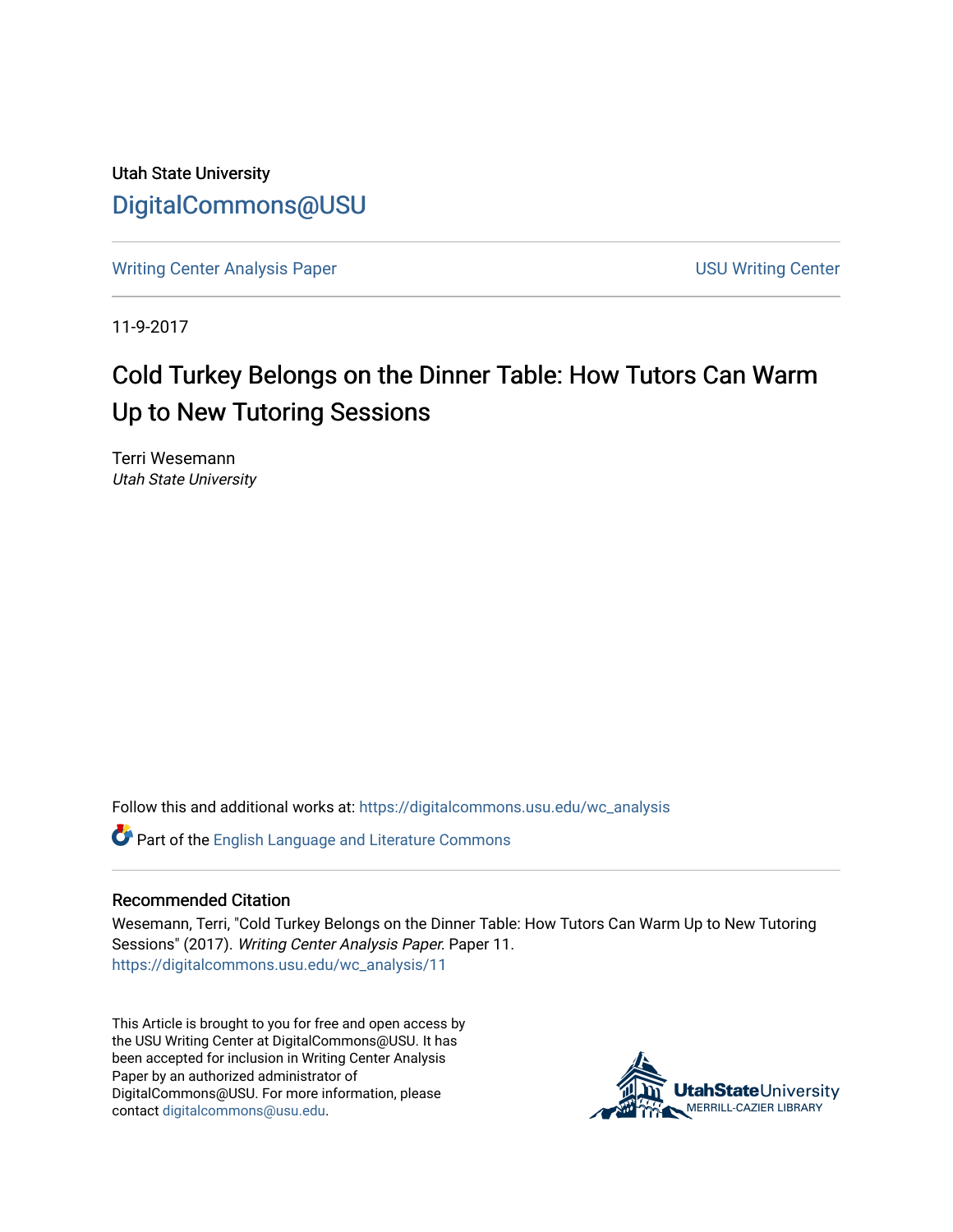Utah State University

DigitalCommons@USU

Writing Center Analysis Paper | USU Writing Center

11-9-2017

# Cold Turkey Belongs on the Dinner Table: How Tutors Can Warm Up to New Tutoring Sessions

Terri Wesemann
*Utah State University*

Follow this and additional works at: https://digitalcommons.usu.edu/wc_analysis

Part of the English Language and Literature Commons

## Recommended Citation

Wesemann, Terri, "Cold Turkey Belongs on the Dinner Table: How Tutors Can Warm Up to New Tutoring Sessions" (2017). *Writing Center Analysis Paper.* Paper 11.
https://digitalcommons.usu.edu/wc_analysis/11

This Article is brought to you for free and open access by the USU Writing Center at DigitalCommons@USU. It has been accepted for inclusion in Writing Center Analysis Paper by an authorized administrator of DigitalCommons@USU. For more information, please contact digitalcommons@usu.edu.

UtahStateUniversity
MERRILL-CAZIER LIBRARY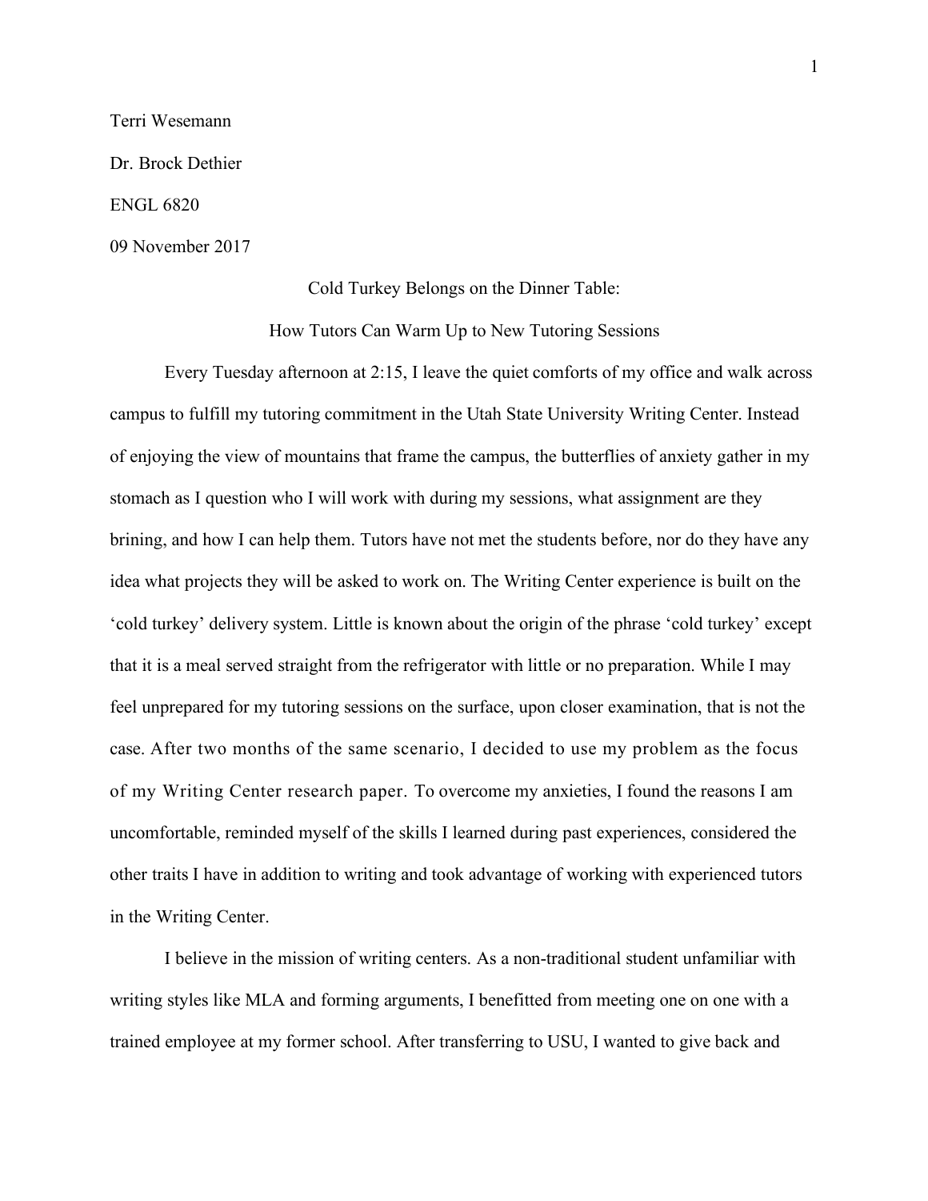Terri Wesemann

Dr. Brock Dethier

ENGL 6820

09 November 2017

# Cold Turkey Belongs on the Dinner Table: How Tutors Can Warm Up to New Tutoring Sessions

Every Tuesday afternoon at 2:15, I leave the quiet comforts of my office and walk across campus to fulfill my tutoring commitment in the Utah State University Writing Center. Instead of enjoying the view of mountains that frame the campus, the butterflies of anxiety gather in my stomach as I question who I will work with during my sessions, what assignment are they brining, and how I can help them. Tutors have not met the students before, nor do they have any idea what projects they will be asked to work on. The Writing Center experience is built on the 'cold turkey' delivery system. Little is known about the origin of the phrase 'cold turkey' except that it is a meal served straight from the refrigerator with little or no preparation. While I may feel unprepared for my tutoring sessions on the surface, upon closer examination, that is not the case. After two months of the same scenario, I decided to use my problem as the focus of my Writing Center research paper. To overcome my anxieties, I found the reasons I am uncomfortable, reminded myself of the skills I learned during past experiences, considered the other traits I have in addition to writing and took advantage of working with experienced tutors in the Writing Center.

I believe in the mission of writing centers. As a non-traditional student unfamiliar with writing styles like MLA and forming arguments, I benefitted from meeting one on one with a trained employee at my former school. After transferring to USU, I wanted to give back and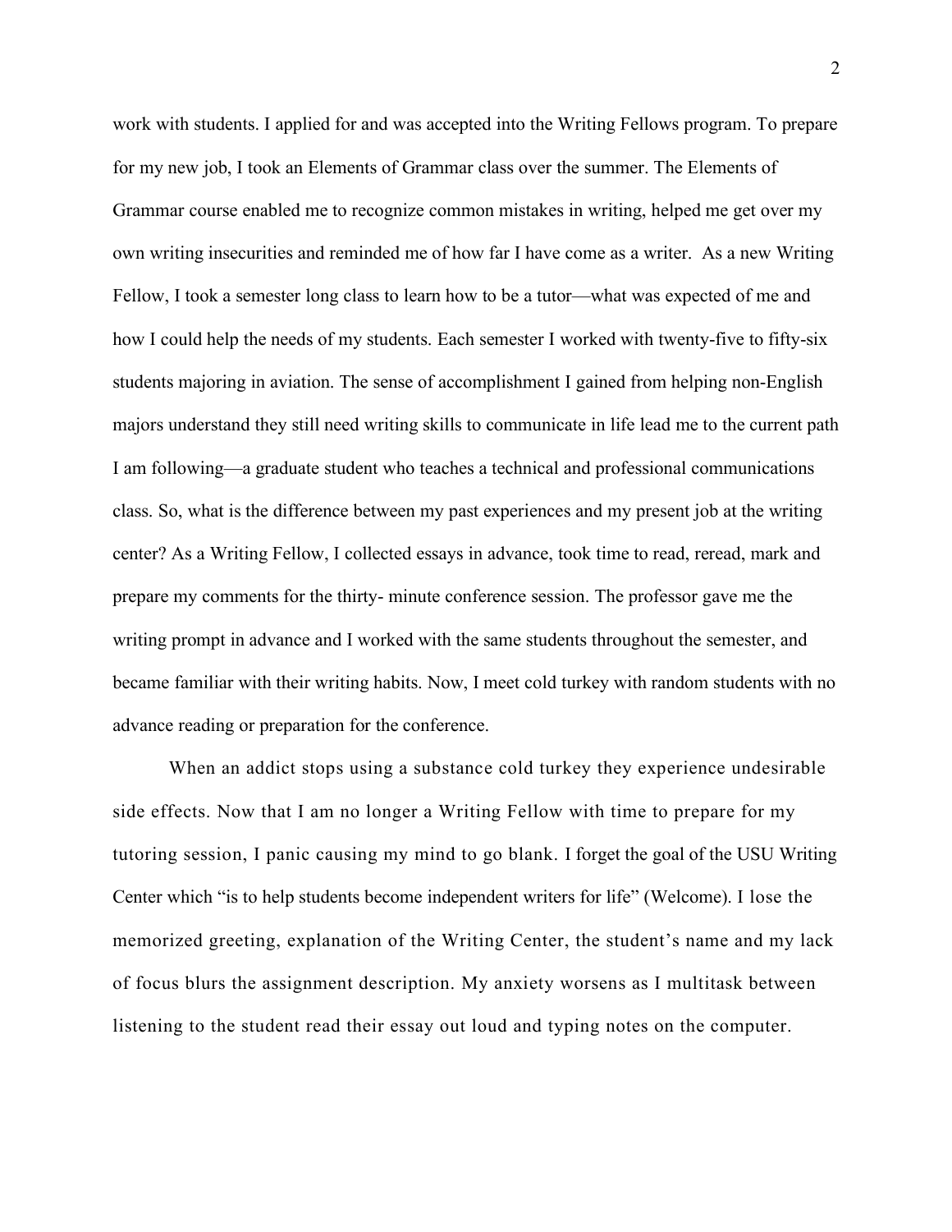work with students. I applied for and was accepted into the Writing Fellows program. To prepare for my new job, I took an Elements of Grammar class over the summer. The Elements of Grammar course enabled me to recognize common mistakes in writing, helped me get over my own writing insecurities and reminded me of how far I have come as a writer. As a new Writing Fellow, I took a semester long class to learn how to be a tutor—what was expected of me and how I could help the needs of my students. Each semester I worked with twenty-five to fifty-six students majoring in aviation. The sense of accomplishment I gained from helping non-English majors understand they still need writing skills to communicate in life lead me to the current path I am following—a graduate student who teaches a technical and professional communications class. So, what is the difference between my past experiences and my present job at the writing center? As a Writing Fellow, I collected essays in advance, took time to read, reread, mark and prepare my comments for the thirty- minute conference session. The professor gave me the writing prompt in advance and I worked with the same students throughout the semester, and became familiar with their writing habits. Now, I meet cold turkey with random students with no advance reading or preparation for the conference.

When an addict stops using a substance cold turkey they experience undesirable side effects. Now that I am no longer a Writing Fellow with time to prepare for my tutoring session, I panic causing my mind to go blank. I forget the goal of the USU Writing Center which "is to help students become independent writers for life" (Welcome). I lose the memorized greeting, explanation of the Writing Center, the student's name and my lack of focus blurs the assignment description. My anxiety worsens as I multitask between listening to the student read their essay out loud and typing notes on the computer.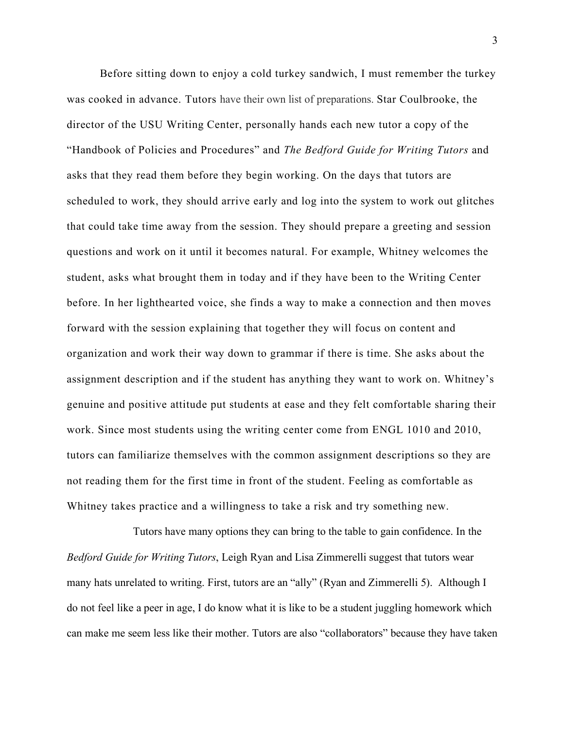Before sitting down to enjoy a cold turkey sandwich, I must remember the turkey was cooked in advance. Tutors have their own list of preparations. Star Coulbrooke, the director of the USU Writing Center, personally hands each new tutor a copy of the "Handbook of Policies and Procedures" and *The Bedford Guide for Writing Tutors* and asks that they read them before they begin working. On the days that tutors are scheduled to work, they should arrive early and log into the system to work out glitches that could take time away from the session. They should prepare a greeting and session questions and work on it until it becomes natural. For example, Whitney welcomes the student, asks what brought them in today and if they have been to the Writing Center before. In her lighthearted voice, she finds a way to make a connection and then moves forward with the session explaining that together they will focus on content and organization and work their way down to grammar if there is time. She asks about the assignment description and if the student has anything they want to work on. Whitney's genuine and positive attitude put students at ease and they felt comfortable sharing their work. Since most students using the writing center come from ENGL 1010 and 2010, tutors can familiarize themselves with the common assignment descriptions so they are not reading them for the first time in front of the student. Feeling as comfortable as Whitney takes practice and a willingness to take a risk and try something new.

Tutors have many options they can bring to the table to gain confidence. In the *Bedford Guide for Writing Tutors*, Leigh Ryan and Lisa Zimmerelli suggest that tutors wear many hats unrelated to writing. First, tutors are an "ally" (Ryan and Zimmerelli 5). Although I do not feel like a peer in age, I do know what it is like to be a student juggling homework which can make me seem less like their mother. Tutors are also "collaborators" because they have taken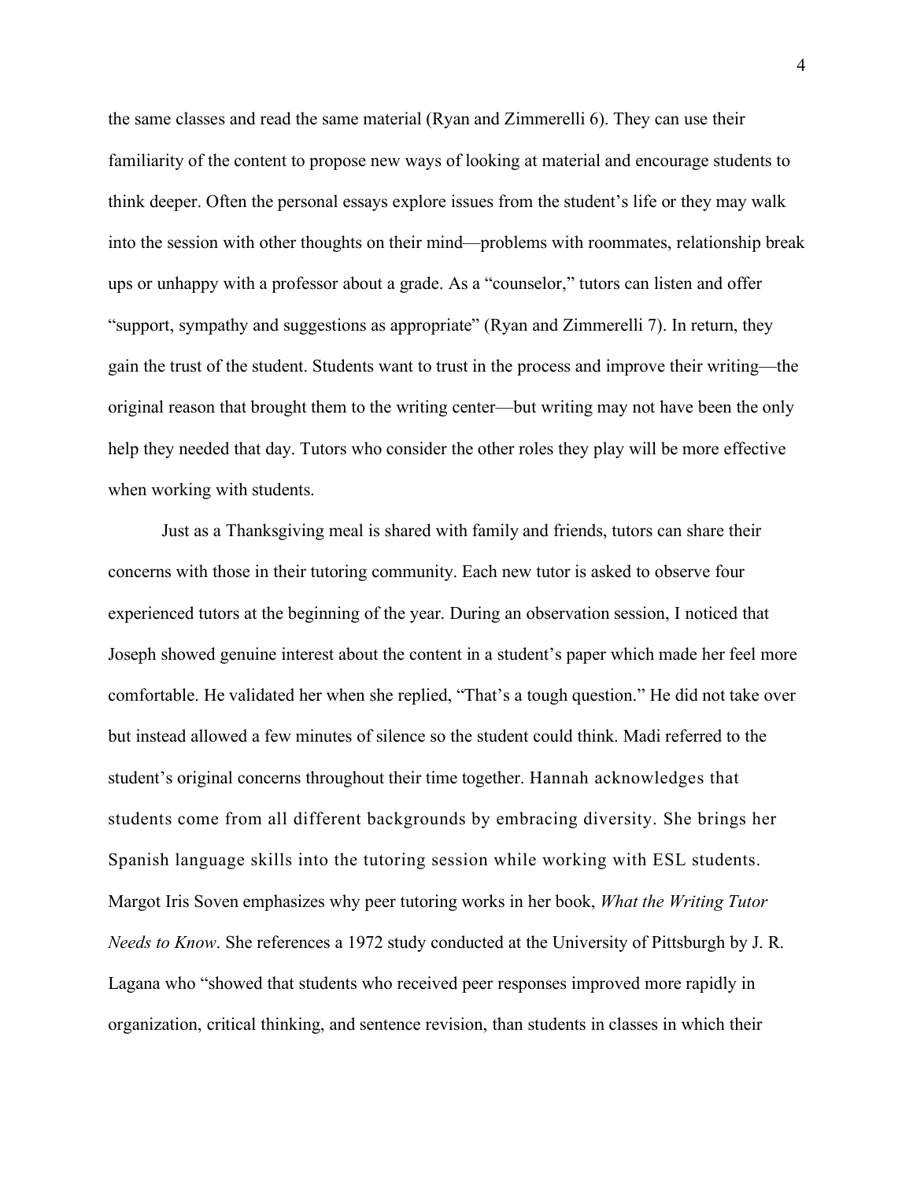the same classes and read the same material (Ryan and Zimmerelli 6). They can use their familiarity of the content to propose new ways of looking at material and encourage students to think deeper. Often the personal essays explore issues from the student's life or they may walk into the session with other thoughts on their mind—problems with roommates, relationship break ups or unhappy with a professor about a grade. As a "counselor," tutors can listen and offer "support, sympathy and suggestions as appropriate" (Ryan and Zimmerelli 7). In return, they gain the trust of the student. Students want to trust in the process and improve their writing—the original reason that brought them to the writing center—but writing may not have been the only help they needed that day. Tutors who consider the other roles they play will be more effective when working with students.

Just as a Thanksgiving meal is shared with family and friends, tutors can share their concerns with those in their tutoring community. Each new tutor is asked to observe four experienced tutors at the beginning of the year. During an observation session, I noticed that Joseph showed genuine interest about the content in a student's paper which made her feel more comfortable. He validated her when she replied, "That's a tough question." He did not take over but instead allowed a few minutes of silence so the student could think. Madi referred to the student's original concerns throughout their time together. Hannah acknowledges that students come from all different backgrounds by embracing diversity. She brings her Spanish language skills into the tutoring session while working with ESL students. Margot Iris Soven emphasizes why peer tutoring works in her book, *What the Writing Tutor Needs to Know*. She references a 1972 study conducted at the University of Pittsburgh by J. R. Lagana who "showed that students who received peer responses improved more rapidly in organization, critical thinking, and sentence revision, than students in classes in which their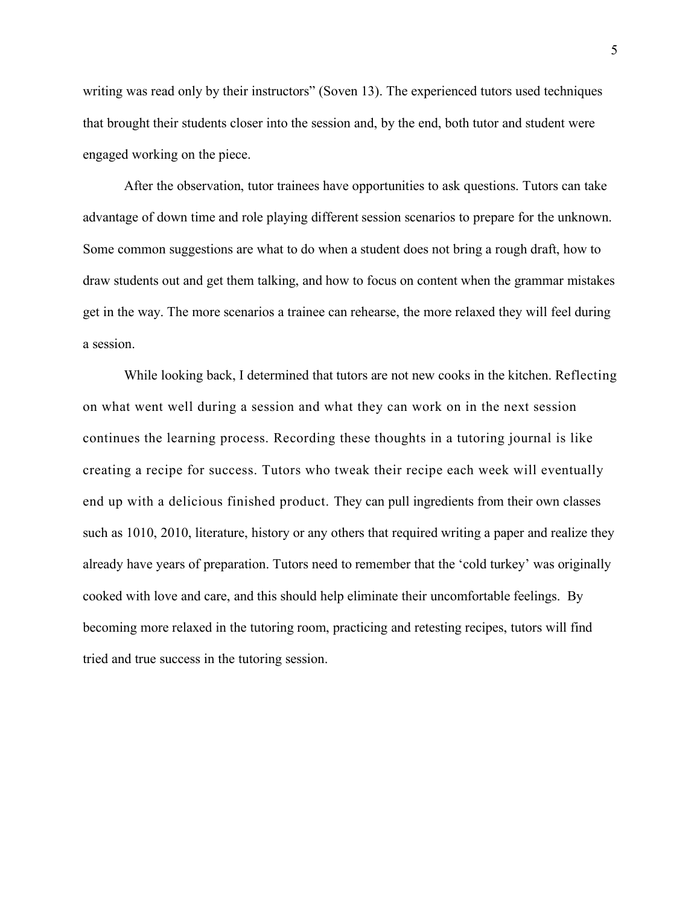writing was read only by their instructors" (Soven 13). The experienced tutors used techniques that brought their students closer into the session and, by the end, both tutor and student were engaged working on the piece.

After the observation, tutor trainees have opportunities to ask questions. Tutors can take advantage of down time and role playing different session scenarios to prepare for the unknown. Some common suggestions are what to do when a student does not bring a rough draft, how to draw students out and get them talking, and how to focus on content when the grammar mistakes get in the way. The more scenarios a trainee can rehearse, the more relaxed they will feel during a session.

While looking back, I determined that tutors are not new cooks in the kitchen. Reflecting on what went well during a session and what they can work on in the next session continues the learning process. Recording these thoughts in a tutoring journal is like creating a recipe for success. Tutors who tweak their recipe each week will eventually end up with a delicious finished product. They can pull ingredients from their own classes such as 1010, 2010, literature, history or any others that required writing a paper and realize they already have years of preparation. Tutors need to remember that the 'cold turkey' was originally cooked with love and care, and this should help eliminate their uncomfortable feelings. By becoming more relaxed in the tutoring room, practicing and retesting recipes, tutors will find tried and true success in the tutoring session.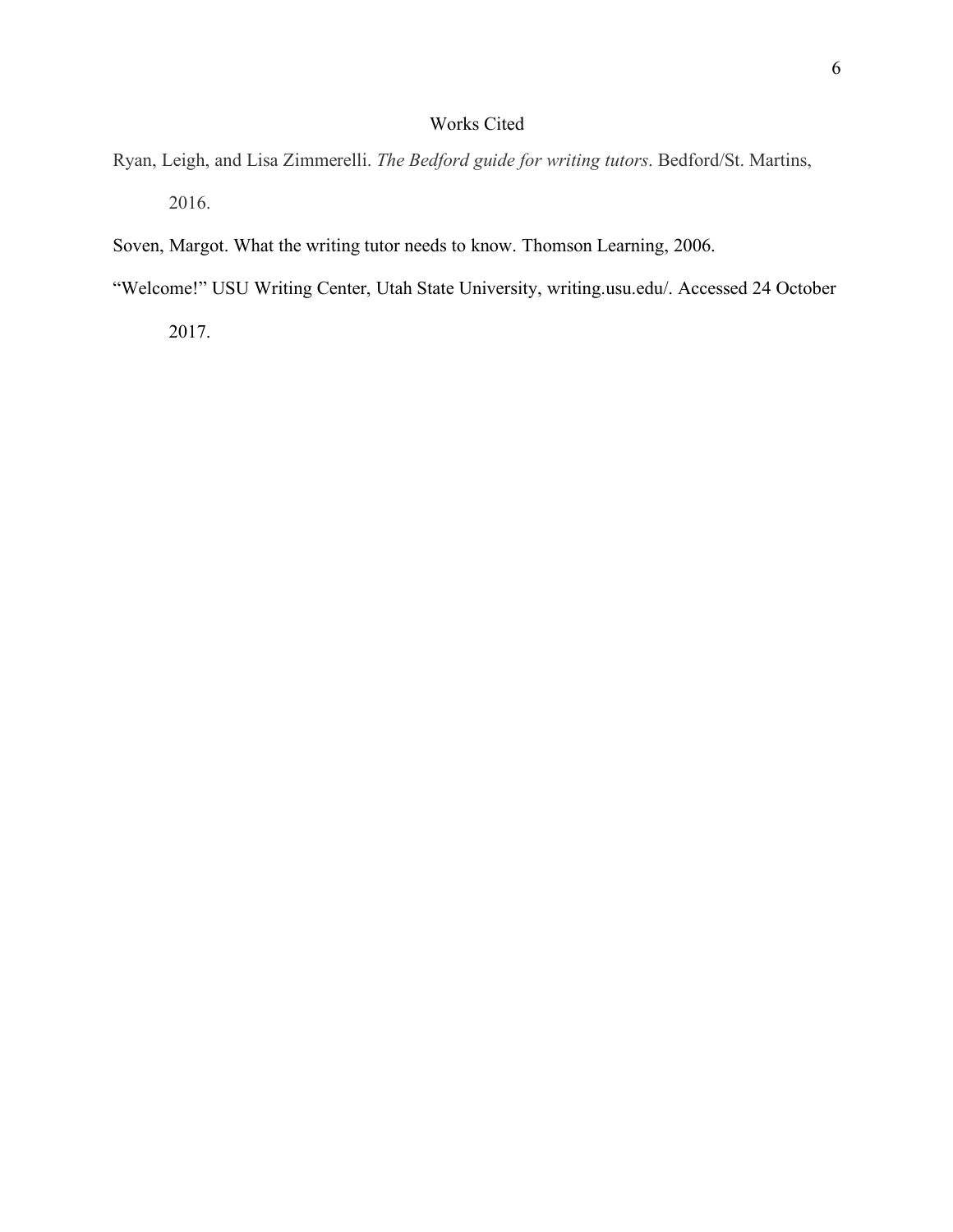# Works Cited

Ryan, Leigh, and Lisa Zimmerelli. *The Bedford guide for writing tutors*. Bedford/St. Martins, 2016.

Soven, Margot. What the writing tutor needs to know. Thomson Learning, 2006.

"Welcome!" USU Writing Center, Utah State University, writing.usu.edu/. Accessed 24 October 2017.